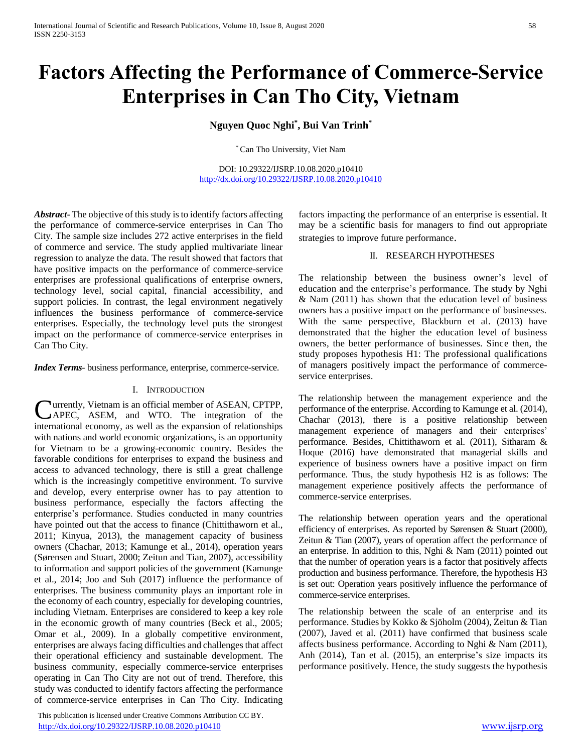# Factors Affecting the Performance of Commerce-Service Enterprises in Can Tho City, Vietnam

**Nguyen Quoc Nghi[*], Bui Van Trinh[*]**

[*] Can Tho University, Viet Nam

DOI: 10.29322/IJSRP.10.08.2020.p10410
http://dx.doi.org/10.29322/IJSRP.10.08.2020.p10410

***Abstract-*** The objective of this study is to identify factors affecting the performance of commerce-service enterprises in Can Tho City. The sample size includes 272 active enterprises in the field of commerce and service. The study applied multivariate linear regression to analyze the data. The result showed that factors that have positive impacts on the performance of commerce-service enterprises are professional qualifications of enterprise owners, technology level, social capital, financial accessibility, and support policies. In contrast, the legal environment negatively influences the business performance of commerce-service enterprises. Especially, the technology level puts the strongest impact on the performance of commerce-service enterprises in Can Tho City.

***Index Terms*-** business performance, enterprise, commerce-service.

## I. Introduction

Currently, Vietnam is an official member of ASEAN, CPTPP, APEC, ASEM, and WTO. The integration of the international economy, as well as the expansion of relationships with nations and world economic organizations, is an opportunity for Vietnam to be a growing-economic country. Besides the favorable conditions for enterprises to expand the business and access to advanced technology, there is still a great challenge which is the increasingly competitive environment. To survive and develop, every enterprise owner has to pay attention to business performance, especially the factors affecting the enterprise's performance. Studies conducted in many countries have pointed out that the access to finance (Chittithaworn et al., 2011; Kinyua, 2013), the management capacity of business owners (Chachar, 2013; Kamunge et al., 2014), operation years (Sørensen and Stuart, 2000; Zeitun and Tian, 2007), accessibility to information and support policies of the government (Kamunge et al., 2014; Joo and Suh (2017) influence the performance of enterprises. The business community plays an important role in the economy of each country, especially for developing countries, including Vietnam. Enterprises are considered to keep a key role in the economic growth of many countries (Beck et al., 2005; Omar et al., 2009). In a globally competitive environment, enterprises are always facing difficulties and challenges that affect their operational efficiency and sustainable development. The business community, especially commerce-service enterprises operating in Can Tho City are not out of trend. Therefore, this study was conducted to identify factors affecting the performance of commerce-service enterprises in Can Tho City. Indicating factors impacting the performance of an enterprise is essential. It may be a scientific basis for managers to find out appropriate strategies to improve future performance.

## II. Research Hypotheses

The relationship between the business owner's level of education and the enterprise's performance. The study by Nghi & Nam (2011) has shown that the education level of business owners has a positive impact on the performance of businesses. With the same perspective, Blackburn et al. (2013) have demonstrated that the higher the education level of business owners, the better performance of businesses. Since then, the study proposes hypothesis H1: The professional qualifications of managers positively impact the performance of commerce-service enterprises.

The relationship between the management experience and the performance of the enterprise. According to Kamunge et al. (2014), Chachar (2013), there is a positive relationship between management experience of managers and their enterprises' performance. Besides, Chittithaworn et al. (2011), Sitharam & Hoque (2016) have demonstrated that managerial skills and experience of business owners have a positive impact on firm performance. Thus, the study hypothesis H2 is as follows: The management experience positively affects the performance of commerce-service enterprises.

The relationship between operation years and the operational efficiency of enterprises. As reported by Sørensen & Stuart (2000), Zeitun & Tian (2007), years of operation affect the performance of an enterprise. In addition to this, Nghi & Nam (2011) pointed out that the number of operation years is a factor that positively affects production and business performance. Therefore, the hypothesis H3 is set out: Operation years positively influence the performance of commerce-service enterprises.

The relationship between the scale of an enterprise and its performance. Studies by Kokko & Sjöholm (2004), Zeitun & Tian (2007), Javed et al. (2011) have confirmed that business scale affects business performance. According to Nghi & Nam (2011), Anh (2014), Tan et al. (2015), an enterprise's size impacts its performance positively. Hence, the study suggests the hypothesis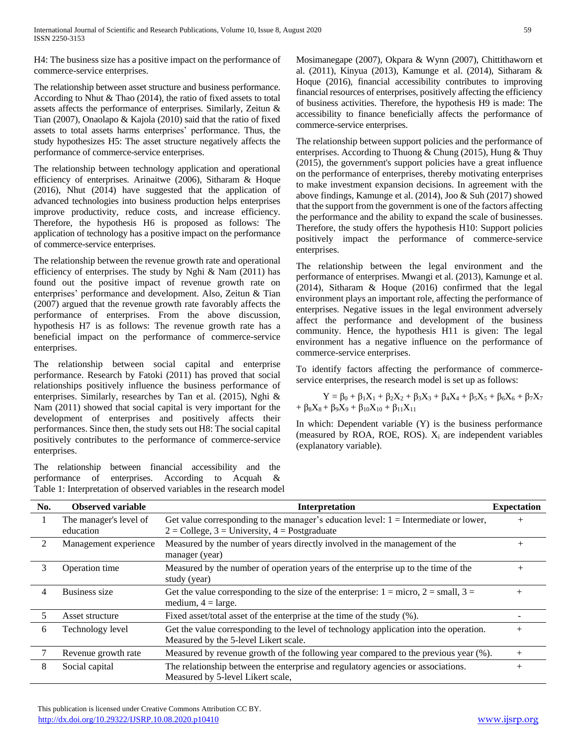H4: The business size has a positive impact on the performance of commerce-service enterprises.

The relationship between asset structure and business performance. According to Nhut & Thao (2014), the ratio of fixed assets to total assets affects the performance of enterprises. Similarly, Zeitun & Tian (2007), Onaolapo & Kajola (2010) said that the ratio of fixed assets to total assets harms enterprises' performance. Thus, the study hypothesizes H5: The asset structure negatively affects the performance of commerce-service enterprises.

The relationship between technology application and operational efficiency of enterprises. Arinaitwe (2006), Sitharam & Hoque (2016), Nhut (2014) have suggested that the application of advanced technologies into business production helps enterprises improve productivity, reduce costs, and increase efficiency. Therefore, the hypothesis H6 is proposed as follows: The application of technology has a positive impact on the performance of commerce-service enterprises.

The relationship between the revenue growth rate and operational efficiency of enterprises. The study by Nghi & Nam (2011) has found out the positive impact of revenue growth rate on enterprises' performance and development. Also, Zeitun & Tian (2007) argued that the revenue growth rate favorably affects the performance of enterprises. From the above discussion, hypothesis H7 is as follows: The revenue growth rate has a beneficial impact on the performance of commerce-service enterprises.

The relationship between social capital and enterprise performance. Research by Fatoki (2011) has proved that social relationships positively influence the business performance of enterprises. Similarly, researches by Tan et al. (2015), Nghi & Nam (2011) showed that social capital is very important for the development of enterprises and positively affects their performances. Since then, the study sets out H8: The social capital positively contributes to the performance of commerce-service enterprises.

The relationship between financial accessibility and the performance of enterprises. According to Acquah & Mosimanegape (2007), Okpara & Wynn (2007), Chittithaworn et al. (2011), Kinyua (2013), Kamunge et al. (2014), Sitharam & Hoque (2016), financial accessibility contributes to improving financial resources of enterprises, positively affecting the efficiency of business activities. Therefore, the hypothesis H9 is made: The accessibility to finance beneficially affects the performance of commerce-service enterprises.

The relationship between support policies and the performance of enterprises. According to Thuong & Chung (2015), Hung & Thuy (2015), the government's support policies have a great influence on the performance of enterprises, thereby motivating enterprises to make investment expansion decisions. In agreement with the above findings, Kamunge et al. (2014), Joo & Suh (2017) showed that the support from the government is one of the factors affecting the performance and the ability to expand the scale of businesses. Therefore, the study offers the hypothesis H10: Support policies positively impact the performance of commerce-service enterprises.

The relationship between the legal environment and the performance of enterprises. Mwangi et al. (2013), Kamunge et al. (2014), Sitharam & Hoque (2016) confirmed that the legal environment plays an important role, affecting the performance of enterprises. Negative issues in the legal environment adversely affect the performance and development of the business community. Hence, the hypothesis H11 is given: The legal environment has a negative influence on the performance of commerce-service enterprises.

To identify factors affecting the performance of commerce-service enterprises, the research model is set up as follows:

$$Y = \beta_0 + \beta_1X_1 + \beta_2X_2 + \beta_3X_3 + \beta_4X_4 + \beta_5X_5 + \beta_6X_6 + \beta_7X_7 + \beta_8X_8 + \beta_9X_9 + \beta_{10}X_{10} + \beta_{11}X_{11}$$

In which: Dependent variable (Y) is the business performance (measured by ROA, ROE, ROS). $X_i$ are independent variables (explanatory variable).

Table 1: Interpretation of observed variables in the research model

| No. | Observed variable | Interpretation | Expectation |
|---|---|---|---|
| 1 | The manager's level of education | Get value corresponding to the manager's education level: 1 = Intermediate or lower, 2 = College, 3 = University, 4 = Postgraduate | + |
| 2 | Management experience | Measured by the number of years directly involved in the management of the manager (year) | + |
| 3 | Operation time | Measured by the number of operation years of the enterprise up to the time of the study (year) | + |
| 4 | Business size | Get the value corresponding to the size of the enterprise: 1 = micro, 2 = small, 3 = medium, 4 = large. | + |
| 5 | Asset structure | Fixed asset/total asset of the enterprise at the time of the study (%). | - |
| 6 | Technology level | Get the value corresponding to the level of technology application into the operation. Measured by the 5-level Likert scale. | + |
| 7 | Revenue growth rate | Measured by revenue growth of the following year compared to the previous year (%). | + |
| 8 | Social capital | The relationship between the enterprise and regulatory agencies or associations. Measured by 5-level Likert scale, | + |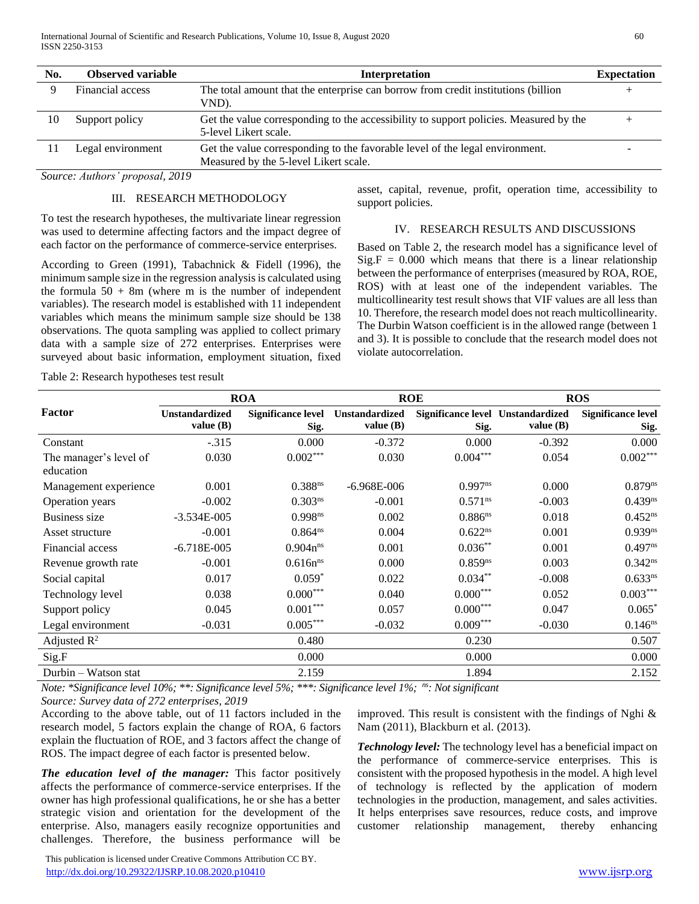| No. | Observed variable | Interpretation | Expectation |
|---|---|---|---|
| 9 | Financial access | The total amount that the enterprise can borrow from credit institutions (billion VND). | + |
| 10 | Support policy | Get the value corresponding to the accessibility to support policies. Measured by the 5-level Likert scale. | + |
| 11 | Legal environment | Get the value corresponding to the favorable level of the legal environment. Measured by the 5-level Likert scale. | - |

*Source: Authors' proposal, 2019*

## III. RESEARCH METHODOLOGY

To test the research hypotheses, the multivariate linear regression was used to determine affecting factors and the impact degree of each factor on the performance of commerce-service enterprises.

According to Green (1991), Tabachnick & Fidell (1996), the minimum sample size in the regression analysis is calculated using the formula 50 + 8m (where m is the number of independent variables). The research model is established with 11 independent variables which means the minimum sample size should be 138 observations. The quota sampling was applied to collect primary data with a sample size of 272 enterprises. Enterprises were surveyed about basic information, employment situation, fixed asset, capital, revenue, profit, operation time, accessibility to support policies.

## IV. RESEARCH RESULTS AND DISCUSSIONS

Based on Table 2, the research model has a significance level of Sig.F = 0.000 which means that there is a linear relationship between the performance of enterprises (measured by ROA, ROE, ROS) with at least one of the independent variables. The multicollinearity test result shows that VIF values are all less than 10. Therefore, the research model does not reach multicollinearity. The Durbin Watson coefficient is in the allowed range (between 1 and 3). It is possible to conclude that the research model does not violate autocorrelation.

Table 2: Research hypotheses test result

| Factor | ROA | | ROE | | ROS | |
|---|---|---|---|---|---|---|
| | Unstandardized value (B) | Significance level Sig. | Unstandardized value (B) | Significance level Sig. | Unstandardized value (B) | Significance level Sig. |
| Constant | -.315 | 0.000 | -0.372 | 0.000 | -0.392 | 0.000 |
| The manager's level of education | 0.030 | 0.002*** | 0.030 | 0.004*** | 0.054 | 0.002*** |
| Management experience | 0.001 | 0.388ns | -6.968E-006 | 0.997ns | 0.000 | 0.879ns |
| Operation years | -0.002 | 0.303ns | -0.001 | 0.571ns | -0.003 | 0.439ns |
| Business size | -3.534E-005 | 0.998ns | 0.002 | 0.886ns | 0.018 | 0.452ns |
| Asset structure | -0.001 | 0.864ns | 0.004 | 0.622ns | 0.001 | 0.939ns |
| Financial access | -6.718E-005 | 0.904nns | 0.001 | 0.036** | 0.001 | 0.497ns |
| Revenue growth rate | -0.001 | 0.616nns | 0.000 | 0.859ns | 0.003 | 0.342ns |
| Social capital | 0.017 | 0.059* | 0.022 | 0.034** | -0.008 | 0.633ns |
| Technology level | 0.038 | 0.000*** | 0.040 | 0.000*** | 0.052 | 0.003*** |
| Support policy | 0.045 | 0.001*** | 0.057 | 0.000*** | 0.047 | 0.065* |
| Legal environment | -0.031 | 0.005*** | -0.032 | 0.009*** | -0.030 | 0.146ns |
| Adjusted $R^2$ | | 0.480 | | 0.230 | | 0.507 |
| Sig.F | | 0.000 | | 0.000 | | 0.000 |
| Durbin – Watson stat | | 2.159 | | 1.894 | | 2.152 |

*Note: *Significance level 10%; **: Significance level 5%; ***: Significance level 1%; ns: Not significant*

*Source: Survey data of 272 enterprises, 2019*

According to the above table, out of 11 factors included in the research model, 5 factors explain the change of ROA, 6 factors explain the fluctuation of ROE, and 3 factors affect the change of ROS. The impact degree of each factor is presented below.

***The education level of the manager:*** This factor positively affects the performance of commerce-service enterprises. If the owner has high professional qualifications, he or she has a better strategic vision and orientation for the development of the enterprise. Also, managers easily recognize opportunities and challenges. Therefore, the business performance will be improved. This result is consistent with the findings of Nghi & Nam (2011), Blackburn et al. (2013).

***Technology level:*** The technology level has a beneficial impact on the performance of commerce-service enterprises. This is consistent with the proposed hypothesis in the model. A high level of technology is reflected by the application of modern technologies in the production, management, and sales activities. It helps enterprises save resources, reduce costs, and improve customer relationship management, thereby enhancing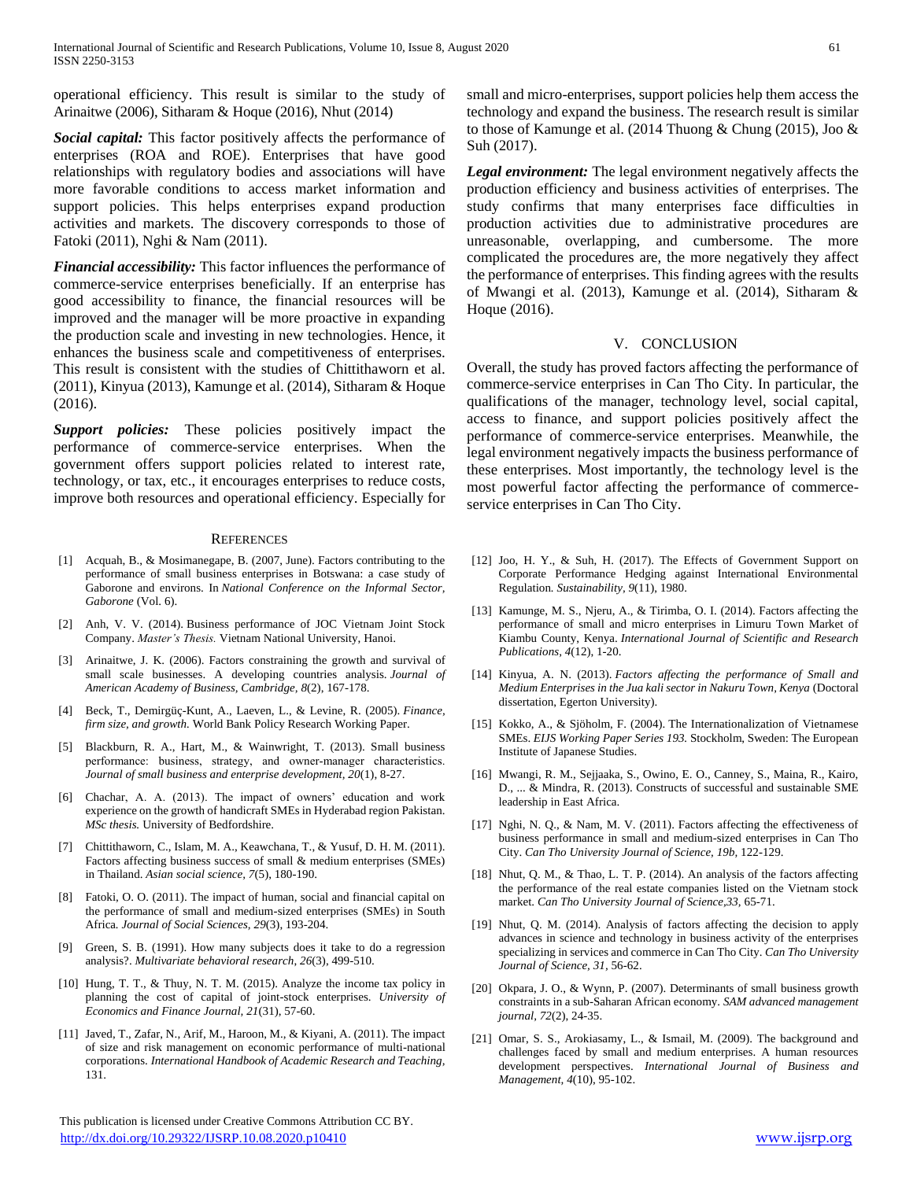operational efficiency. This result is similar to the study of Arinaitwe (2006), Sitharam & Hoque (2016), Nhut (2014)

***Social capital:*** This factor positively affects the performance of enterprises (ROA and ROE). Enterprises that have good relationships with regulatory bodies and associations will have more favorable conditions to access market information and support policies. This helps enterprises expand production activities and markets. The discovery corresponds to those of Fatoki (2011), Nghi & Nam (2011).

***Financial accessibility:*** This factor influences the performance of commerce-service enterprises beneficially. If an enterprise has good accessibility to finance, the financial resources will be improved and the manager will be more proactive in expanding the production scale and investing in new technologies. Hence, it enhances the business scale and competitiveness of enterprises. This result is consistent with the studies of Chittithaworn et al. (2011), Kinyua (2013), Kamunge et al. (2014), Sitharam & Hoque (2016).

***Support policies:*** These policies positively impact the performance of commerce-service enterprises. When the government offers support policies related to interest rate, technology, or tax, etc., it encourages enterprises to reduce costs, improve both resources and operational efficiency. Especially for small and micro-enterprises, support policies help them access the technology and expand the business. The research result is similar to those of Kamunge et al. (2014 Thuong & Chung (2015), Joo & Suh (2017).

***Legal environment:*** The legal environment negatively affects the production efficiency and business activities of enterprises. The study confirms that many enterprises face difficulties in production activities due to administrative procedures are unreasonable, overlapping, and cumbersome. The more complicated the procedures are, the more negatively they affect the performance of enterprises. This finding agrees with the results of Mwangi et al. (2013), Kamunge et al. (2014), Sitharam & Hoque (2016).

## V. CONCLUSION

Overall, the study has proved factors affecting the performance of commerce-service enterprises in Can Tho City. In particular, the qualifications of the manager, technology level, social capital, access to finance, and support policies positively affect the performance of commerce-service enterprises. Meanwhile, the legal environment negatively impacts the business performance of these enterprises. Most importantly, the technology level is the most powerful factor affecting the performance of commerce-service enterprises in Can Tho City.

## REFERENCES

[1] Acquah, B., & Mosimanegape, B. (2007, June). Factors contributing to the performance of small business enterprises in Botswana: a case study of Gaborone and environs. In *National Conference on the Informal Sector, Gaborone* (Vol. 6).

[2] Anh, V. V. (2014). Business performance of JOC Vietnam Joint Stock Company. *Master's Thesis.* Vietnam National University, Hanoi.

[3] Arinaitwe, J. K. (2006). Factors constraining the growth and survival of small scale businesses. A developing countries analysis. *Journal of American Academy of Business, Cambridge, 8*(2), 167-178.

[4] Beck, T., Demirgüç-Kunt, A., Laeven, L., & Levine, R. (2005). *Finance, firm size, and growth.* World Bank Policy Research Working Paper.

[5] Blackburn, R. A., Hart, M., & Wainwright, T. (2013). Small business performance: business, strategy, and owner-manager characteristics. *Journal of small business and enterprise development, 20*(1), 8-27.

[6] Chachar, A. A. (2013). The impact of owners' education and work experience on the growth of handicraft SMEs in Hyderabad region Pakistan. *MSc thesis.* University of Bedfordshire.

[7] Chittithaworn, C., Islam, M. A., Keawchana, T., & Yusuf, D. H. M. (2011). Factors affecting business success of small & medium enterprises (SMEs) in Thailand. *Asian social science, 7*(5), 180-190.

[8] Fatoki, O. O. (2011). The impact of human, social and financial capital on the performance of small and medium-sized enterprises (SMEs) in South Africa*. Journal of Social Sciences, 29*(3), 193-204.

[9] Green, S. B. (1991). How many subjects does it take to do a regression analysis?. *Multivariate behavioral research, 26*(3), 499-510.

[10] Hung, T. T., & Thuy, N. T. M. (2015). Analyze the income tax policy in planning the cost of capital of joint-stock enterprises. *University of Economics and Finance Journal, 21*(31), 57-60.

[11] Javed, T., Zafar, N., Arif, M., Haroon, M., & Kiyani, A. (2011). The impact of size and risk management on economic performance of multi-national corporations. *International Handbook of Academic Research and Teaching,* 131.

[12] Joo, H. Y., & Suh, H. (2017). The Effects of Government Support on Corporate Performance Hedging against International Environmental Regulation*. Sustainability, 9*(11), 1980.

[13] Kamunge, M. S., Njeru, A., & Tirimba, O. I. (2014). Factors affecting the performance of small and micro enterprises in Limuru Town Market of Kiambu County, Kenya. *International Journal of Scientific and Research Publications, 4*(12), 1-20.

[14] Kinyua, A. N. (2013). *Factors affecting the performance of Small and Medium Enterprises in the Jua kali sector in Nakuru Town, Kenya* (Doctoral dissertation, Egerton University).

[15] Kokko, A., & Sjöholm, F. (2004). The Internationalization of Vietnamese SMEs. *EIJS Working Paper Series 193.* Stockholm, Sweden: The European Institute of Japanese Studies.

[16] Mwangi, R. M., Sejjaaka, S., Owino, E. O., Canney, S., Maina, R., Kairo, D., ... & Mindra, R. (2013). Constructs of successful and sustainable SME leadership in East Africa.

[17] Nghi, N. Q., & Nam, M. V. (2011). Factors affecting the effectiveness of business performance in small and medium-sized enterprises in Can Tho City. *Can Tho University Journal of Science, 19b,* 122-129.

[18] Nhut, Q. M., & Thao, L. T. P. (2014). An analysis of the factors affecting the performance of the real estate companies listed on the Vietnam stock market. *Can Tho University Journal of Science,33,* 65-71.

[19] Nhut, Q. M. (2014). Analysis of factors affecting the decision to apply advances in science and technology in business activity of the enterprises specializing in services and commerce in Can Tho City. *Can Tho University Journal of Science, 31,* 56-62.

[20] Okpara, J. O., & Wynn, P. (2007). Determinants of small business growth constraints in a sub-Saharan African economy. *SAM advanced management journal, 72*(2), 24-35.

[21] Omar, S. S., Arokiasamy, L., & Ismail, M. (2009). The background and challenges faced by small and medium enterprises. A human resources development perspectives. *International Journal of Business and Management, 4*(10), 95-102.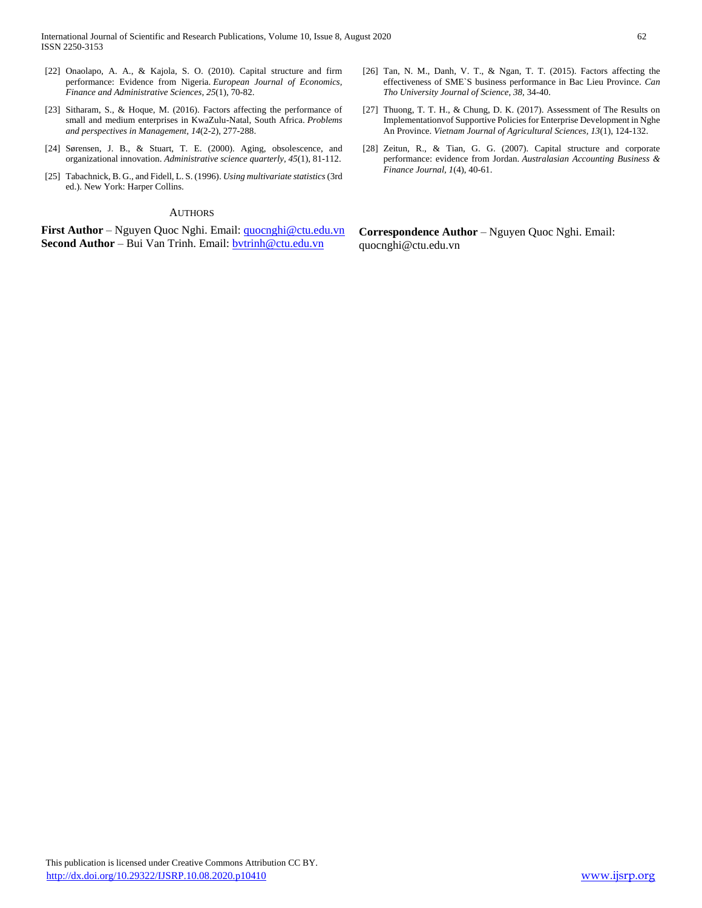[22] Onaolapo, A. A., & Kajola, S. O. (2010). Capital structure and firm performance: Evidence from Nigeria. *European Journal of Economics, Finance and Administrative Sciences, 25*(1), 70-82.

[23] Sitharam, S., & Hoque, M. (2016). Factors affecting the performance of small and medium enterprises in KwaZulu-Natal, South Africa. *Problems and perspectives in Management, 14*(2-2), 277-288.

[24] Sørensen, J. B., & Stuart, T. E. (2000). Aging, obsolescence, and organizational innovation. *Administrative science quarterly, 45*(1), 81-112.

[25] Tabachnick, B. G., and Fidell, L. S. (1996). *Using multivariate statistics* (3rd ed.). New York: Harper Collins.

[26] Tan, N. M., Danh, V. T., & Ngan, T. T. (2015). Factors affecting the effectiveness of SME`S business performance in Bac Lieu Province. *Can Tho University Journal of Science, 38*, 34-40.

[27] Thuong, T. T. H., & Chung, D. K. (2017). Assessment of The Results on Implementationvof Supportive Policies for Enterprise Development in Nghe An Province. *Vietnam Journal of Agricultural Sciences, 13*(1), 124-132.

[28] Zeitun, R., & Tian, G. G. (2007). Capital structure and corporate performance: evidence from Jordan. *Australasian Accounting Business & Finance Journal, 1*(4), 40-61.

## AUTHORS

**First Author** – Nguyen Quoc Nghi. Email: quocnghi@ctu.edu.vn
**Second Author** – Bui Van Trinh. Email: bvtrinh@ctu.edu.vn

**Correspondence Author** – Nguyen Quoc Nghi. Email: quocnghi@ctu.edu.vn

This publication is licensed under Creative Commons Attribution CC BY.
http://dx.doi.org/10.29322/IJSRP.10.08.2020.p10410